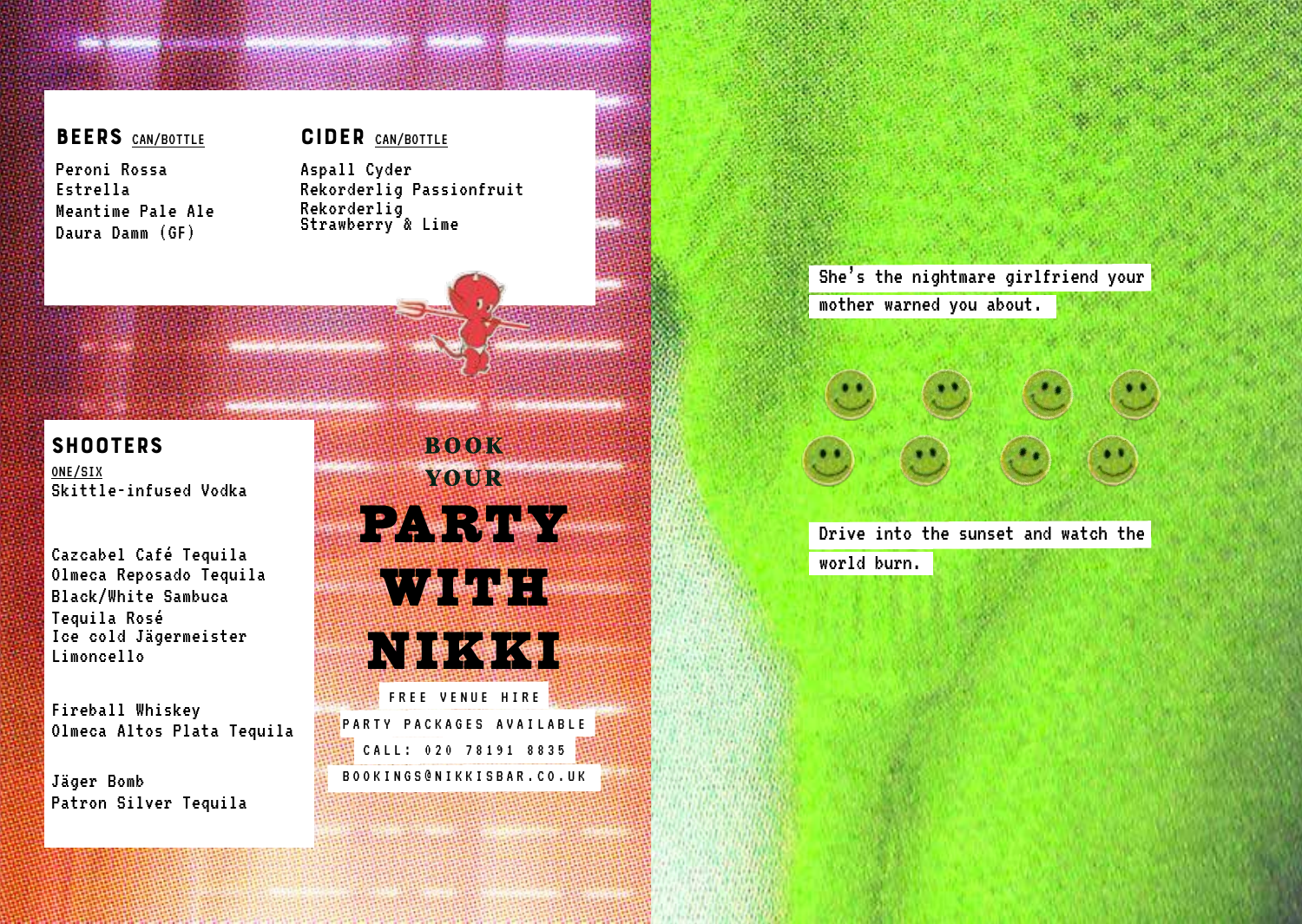## BEERS <u>CAN/BOTTLE</u>

Peroni Rossa
Estrella
Meantime Pale Ale
Daura Damm (GF)

## CIDER <u>CAN/BOTTLE</u>

Aspall Cyder
Rekorderlig Passionfruit
Rekorderlig Strawberry & Lime

## SHOOTERS

<u>ONE/SIX</u>

Skittle-infused Vodka

Cazcabel Café Tequila
Olmeca Reposado Tequila
Black/White Sambuca
Tequila Rosé
Ice cold Jägermeister
Limoncello

Fireball Whiskey
Olmeca Altos Plata Tequila

Jäger Bomb
Patron Silver Tequila

# BOOK YOUR PARTY WITH NIKKI

FREE VENUE HIRE

PARTY PACKAGES AVAILABLE

CALL: 020 78191 8835

BOOKINGS@NIKKISBAR.CO.UK

She's the nightmare girlfriend your mother warned you about.

Drive into the sunset and watch the world burn.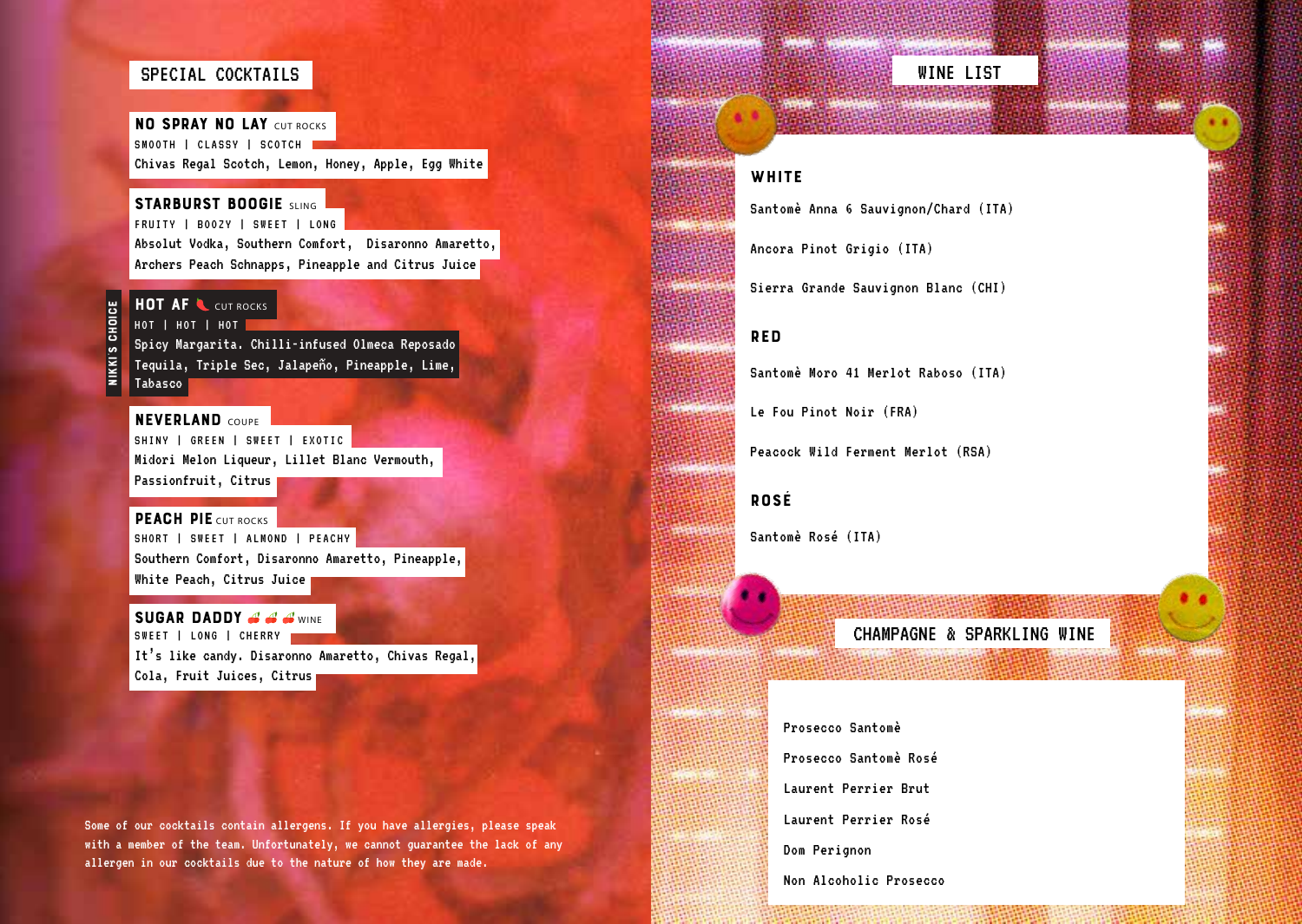# SPECIAL COCKTAILS

**NO SPRAY NO LAY** CUT ROCKS
SMOOTH | CLASSY | SCOTCH
Chivas Regal Scotch, Lemon, Honey, Apple, Egg White

**STARBURST BOOGIE** SLING
FRUITY | BOOZY | SWEET | LONG
Absolut Vodka, Southern Comfort, Disaronno Amaretto, Archers Peach Schnapps, Pineapple and Citrus Juice

NIKKI'S CHOICE

**HOT AF** 🌶 CUT ROCKS
HOT | HOT | HOT
Spicy Margarita. Chilli-infused Olmeca Reposado Tequila, Triple Sec, Jalapeño, Pineapple, Lime, Tabasco

**NEVERLAND** COUPE
SHINY | GREEN | SWEET | EXOTIC
Midori Melon Liqueur, Lillet Blanc Vermouth, Passionfruit, Citrus

**PEACH PIE** CUT ROCKS
SHORT | SWEET | ALMOND | PEACHY
Southern Comfort, Disaronno Amaretto, Pineapple, White Peach, Citrus Juice

**SUGAR DADDY** 🍒🍒🍒 WINE
SWEET | LONG | CHERRY
It's like candy. Disaronno Amaretto, Chivas Regal, Cola, Fruit Juices, Citrus

Some of our cocktails contain allergens. If you have allergies, please speak with a member of the team. Unfortunately, we cannot guarantee the lack of any allergen in our cocktails due to the nature of how they are made.

# WINE LIST

## WHITE

Santomè Anna 6 Sauvignon/Chard (ITA)

Ancora Pinot Grigio (ITA)

Sierra Grande Sauvignon Blanc (CHI)

## RED

Santomè Moro 41 Merlot Raboso (ITA)

Le Fou Pinot Noir (FRA)

Peacock Wild Ferment Merlot (RSA)

## ROSÉ

Santomè Rosé (ITA)

# CHAMPAGNE & SPARKLING WINE

Prosecco Santomè

Prosecco Santomè Rosé

Laurent Perrier Brut

Laurent Perrier Rosé

Dom Perignon

Non Alcoholic Prosecco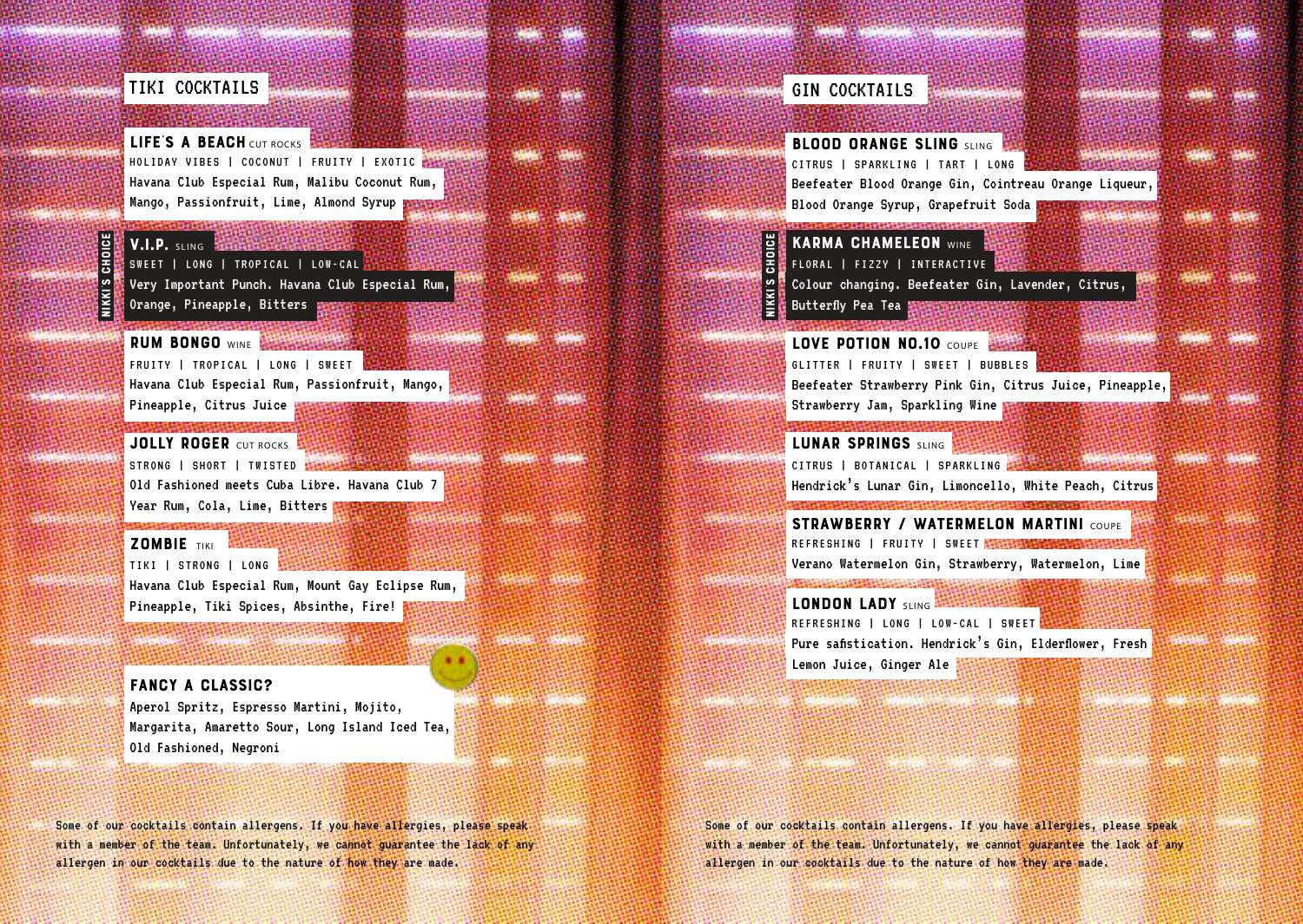## TIKI COCKTAILS

### LIFE'S A BEACH CUT ROCKS
HOLIDAY VIBES | COCONUT | FRUITY | EXOTIC

Havana Club Especial Rum, Malibu Coconut Rum, Mango, Passionfruit, Lime, Almond Syrup

### V.I.P. SLING
NIKKI'S CHOICE

SWEET | LONG | TROPICAL | LOW-CAL

Very Important Punch. Havana Club Especial Rum, Orange, Pineapple, Bitters

### RUM BONGO WINE
FRUITY | TROPICAL | LONG | SWEET

Havana Club Especial Rum, Passionfruit, Mango, Pineapple, Citrus Juice

### JOLLY ROGER CUT ROCKS
STRONG | SHORT | TWISTED

Old Fashioned meets Cuba Libre. Havana Club 7 Year Rum, Cola, Lime, Bitters

### ZOMBIE TIKI
TIKI | STRONG | LONG

Havana Club Especial Rum, Mount Gay Eclipse Rum, Pineapple, Tiki Spices, Absinthe, Fire!

### FANCY A CLASSIC?
Aperol Spritz, Espresso Martini, Mojito, Margarita, Amaretto Sour, Long Island Iced Tea, Old Fashioned, Negroni

Some of our cocktails contain allergens. If you have allergies, please speak with a member of the team. Unfortunately, we cannot guarantee the lack of any allergen in our cocktails due to the nature of how they are made.

## GIN COCKTAILS

### BLOOD ORANGE SLING SLING
CITRUS | SPARKLING | TART | LONG

Beefeater Blood Orange Gin, Cointreau Orange Liqueur, Blood Orange Syrup, Grapefruit Soda

### KARMA CHAMELEON WINE
NIKKI'S CHOICE

FLORAL | FIZZY | INTERACTIVE

Colour changing. Beefeater Gin, Lavender, Citrus, Butterfly Pea Tea

### LOVE POTION NO.10 COUPE
GLITTER | FRUITY | SWEET | BUBBLES

Beefeater Strawberry Pink Gin, Citrus Juice, Pineapple, Strawberry Jam, Sparkling Wine

### LUNAR SPRINGS SLING
CITRUS | BOTANICAL | SPARKLING

Hendrick's Lunar Gin, Limoncello, White Peach, Citrus

### STRAWBERRY / WATERMELON MARTINI COUPE
REFRESHING | FRUITY | SWEET

Verano Watermelon Gin, Strawberry, Watermelon, Lime

### LONDON LADY SLING
REFRESHING | LONG | LOW-CAL | SWEET

Pure safistication. Hendrick's Gin, Elderflower, Fresh Lemon Juice, Ginger Ale

Some of our cocktails contain allergens. If you have allergies, please speak with a member of the team. Unfortunately, we cannot guarantee the lack of any allergen in our cocktails due to the nature of how they are made.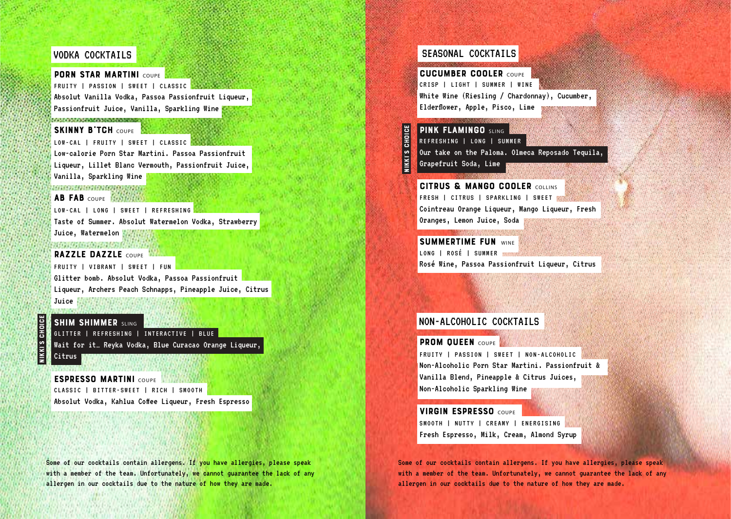## VODKA COCKTAILS

### PORN STAR MARTINI COUPE

FRUITY | PASSION | SWEET | CLASSIC

Absolut Vanilla Vodka, Passoa Passionfruit Liqueur, Passionfruit Juice, Vanilla, Sparkling Wine

### SKINNY B'TCH COUPE

LOW-CAL | FRUITY | SWEET | CLASSIC

Low-calorie Porn Star Martini. Passoa Passionfruit Liqueur, Lillet Blanc Vermouth, Passionfruit Juice, Vanilla, Sparkling Wine

### AB FAB COUPE

LOW-CAL | LONG | SWEET | REFRESHING

Taste of Summer. Absolut Watermelon Vodka, Strawberry Juice, Watermelon

### RAZZLE DAZZLE COUPE

FRUITY | VIBRANT | SWEET | FUN

Glitter bomb. Absolut Vodka, Passoa Passionfruit Liqueur, Archers Peach Schnapps, Pineapple Juice, Citrus Juice

NIKKI'S CHOICE

### SHIM SHIMMER SLING

GLITTER | REFRESHING | INTERACTIVE | BLUE

Wait for it… Reyka Vodka, Blue Curacao Orange Liqueur, Citrus

### ESPRESSO MARTINI COUPE

CLASSIC | BITTER-SWEET | RICH | SMOOTH

Absolut Vodka, Kahlua Coffee Liqueur, Fresh Espresso

Some of our cocktails contain allergens. If you have allergies, please speak with a member of the team. Unfortunately, we cannot guarantee the lack of any allergen in our cocktails due to the nature of how they are made.

## SEASONAL COCKTAILS

### CUCUMBER COOLER COUPE

CRISP | LIGHT | SUMMER | WINE

White Wine (Riesling / Chardonnay), Cucumber, Elderflower, Apple, Pisco, Lime

NIKKI'S CHOICE

### PINK FLAMINGO SLING

REFRESHING | LONG | SUMMER

Our take on the Paloma. Olmeca Reposado Tequila, Grapefruit Soda, Lime

### CITRUS & MANGO COOLER COLLINS

FRESH | CITRUS | SPARKLING | SWEET

Cointreau Orange Liqueur, Mango Liqueur, Fresh Oranges, Lemon Juice, Soda

### SUMMERTIME FUN WINE

LONG | ROSÉ | SUMMER

Rosé Wine, Passoa Passionfruit Liqueur, Citrus

## NON-ALCOHOLIC COCKTAILS

### PROM QUEEN COUPE

FRUITY | PASSION | SWEET | NON-ALCOHOLIC

Non-Alcoholic Porn Star Martini. Passionfruit & Vanilla Blend, Pineapple & Citrus Juices, Non-Alcoholic Sparkling Wine

### VIRGIN ESPRESSO COUPE

SMOOTH | NUTTY | CREAMY | ENERGISING

Fresh Espresso, Milk, Cream, Almond Syrup

Some of our cocktails contain allergens. If you have allergies, please speak with a member of the team. Unfortunately, we cannot guarantee the lack of any allergen in our cocktails due to the nature of how they are made.